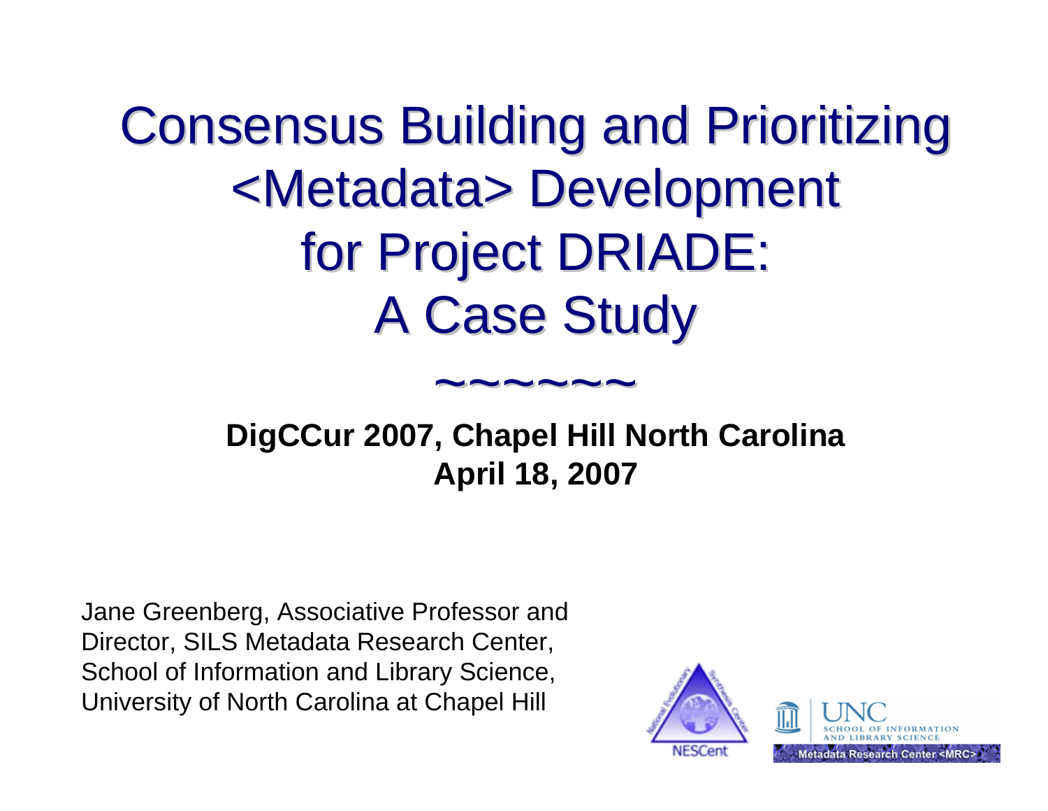# Consensus Building and Prioritizing <Metadata> Development for Project DRIADE: A Case Study

~~~~~~

**DigCCur 2007, Chapel Hill North Carolina**
**April 18, 2007**

Jane Greenberg, Associative Professor and Director, SILS Metadata Research Center, School of Information and Library Science, University of North Carolina at Chapel Hill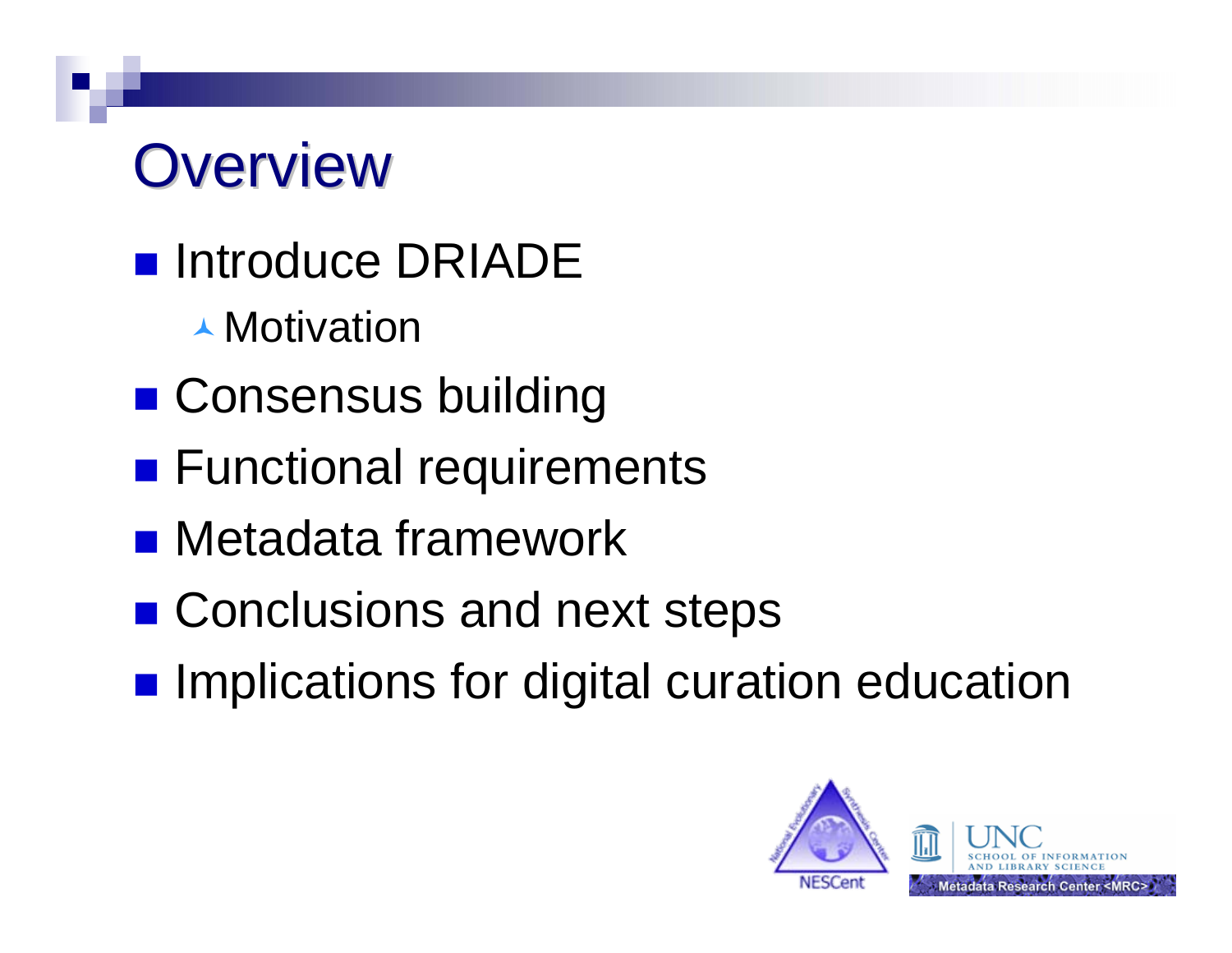# Overview

- Introduce DRIADE
  - Motivation
- Consensus building
- Functional requirements
- Metadata framework
- Conclusions and next steps
- Implications for digital curation education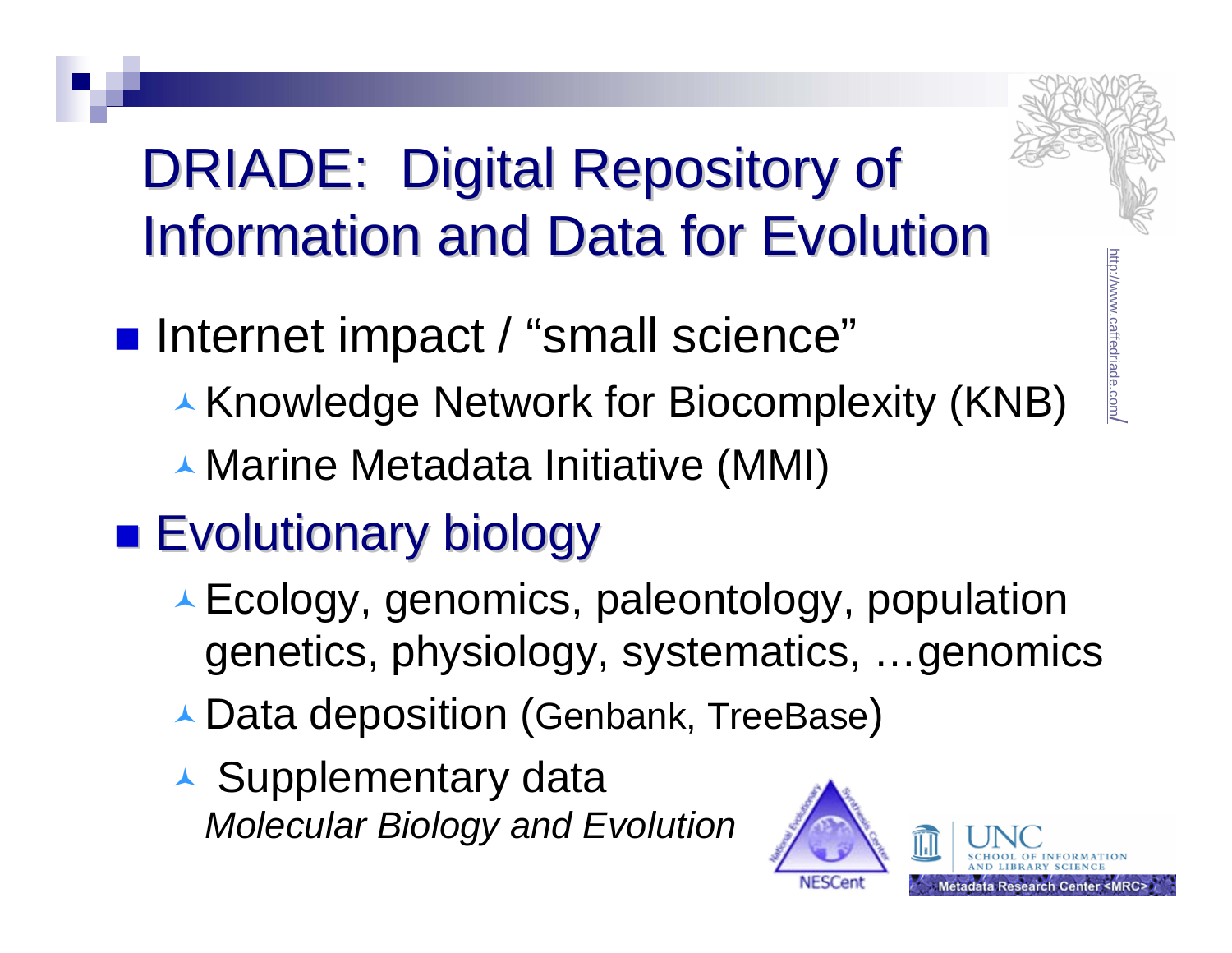# DRIADE: Digital Repository of Information and Data for Evolution

http://www.caffedriade.com/

- Internet impact / "small science"
  - Knowledge Network for Biocomplexity (KNB)
  - Marine Metadata Initiative (MMI)
- Evolutionary biology
  - Ecology, genomics, paleontology, population genetics, physiology, systematics, …genomics
  - Data deposition (Genbank, TreeBase)
  - Supplementary data
    *Molecular Biology and Evolution*

NESCent

UNC School of Information and Library Science

Metadata Research Center <MRC>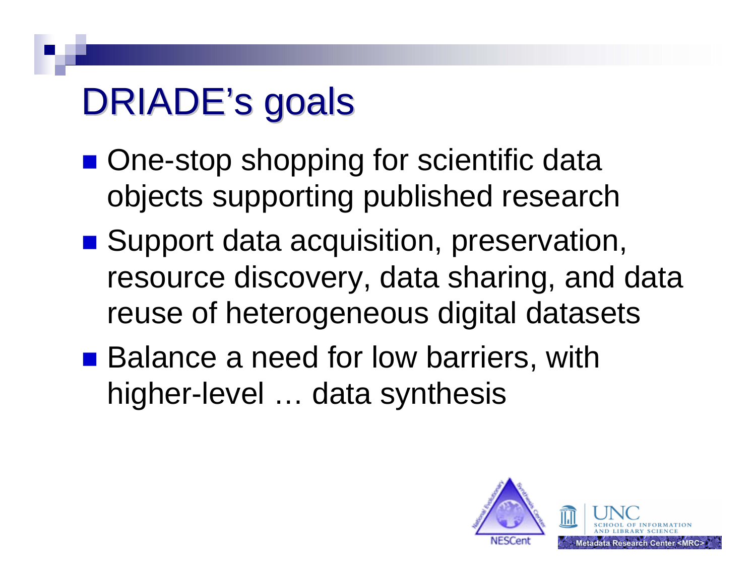# DRIADE's goals

- One-stop shopping for scientific data objects supporting published research
- Support data acquisition, preservation, resource discovery, data sharing, and data reuse of heterogeneous digital datasets
- Balance a need for low barriers, with higher-level … data synthesis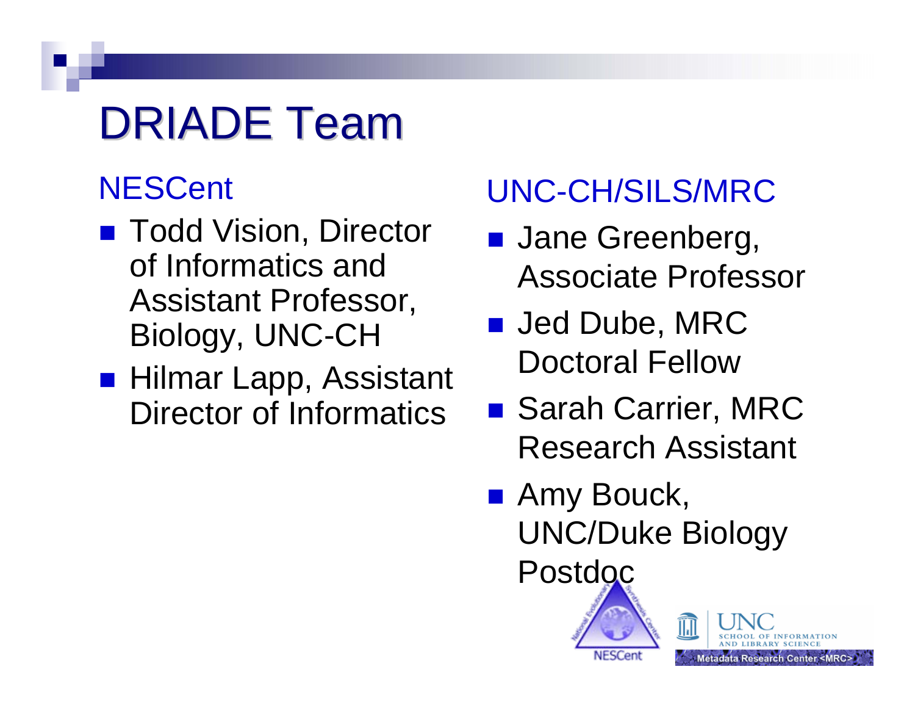# DRIADE Team

## NESCent

- Todd Vision, Director of Informatics and Assistant Professor, Biology, UNC-CH
- Hilmar Lapp, Assistant Director of Informatics

## UNC-CH/SILS/MRC

- Jane Greenberg, Associate Professor
- Jed Dube, MRC Doctoral Fellow
- Sarah Carrier, MRC Research Assistant
- Amy Bouck, UNC/Duke Biology Postdoc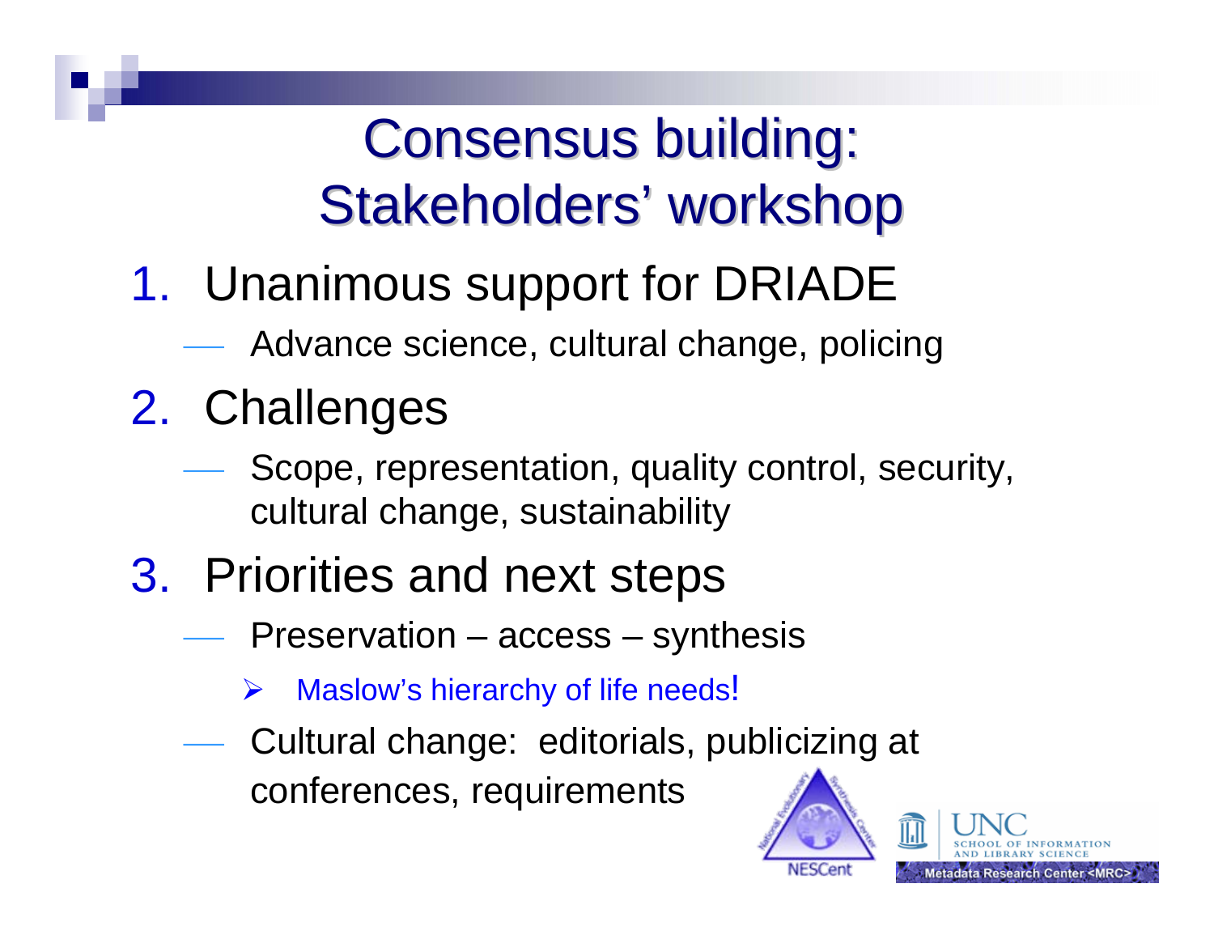# Consensus building: Stakeholders' workshop

1. Unanimous support for DRIADE
   - Advance science, cultural change, policing
2. Challenges
   - Scope, representation, quality control, security, cultural change, sustainability
3. Priorities and next steps
   - Preservation – access – synthesis
     - Maslow's hierarchy of life needs!
   - Cultural change: editorials, publicizing at conferences, requirements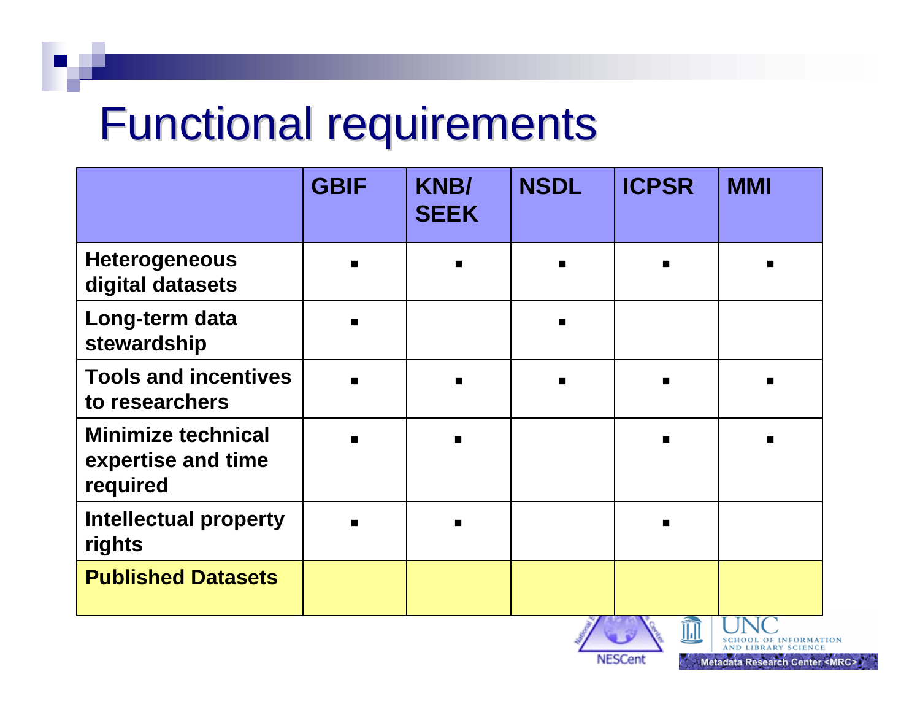# Functional requirements

| | GBIF | KNB/ SEEK | NSDL | ICPSR | MMI |
|---|---|---|---|---|---|
| **Heterogeneous digital datasets** | ▪ | ▪ | ▪ | ▪ | ▪ |
| **Long-term data stewardship** | ▪ | | ▪ | | |
| **Tools and incentives to researchers** | ▪ | ▪ | ▪ | ▪ | ▪ |
| **Minimize technical expertise and time required** | ▪ | ▪ | | ▪ | ▪ |
| **Intellectual property rights** | ▪ | ▪ | | ▪ | |
| **Published Datasets** | | | | | |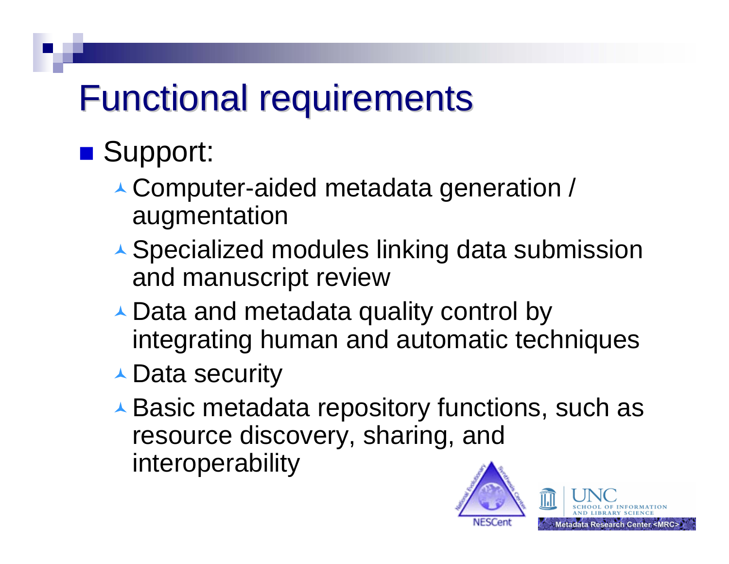# Functional requirements

- Support:
  - Computer-aided metadata generation / augmentation
  - Specialized modules linking data submission and manuscript review
  - Data and metadata quality control by integrating human and automatic techniques
  - Data security
  - Basic metadata repository functions, such as resource discovery, sharing, and interoperability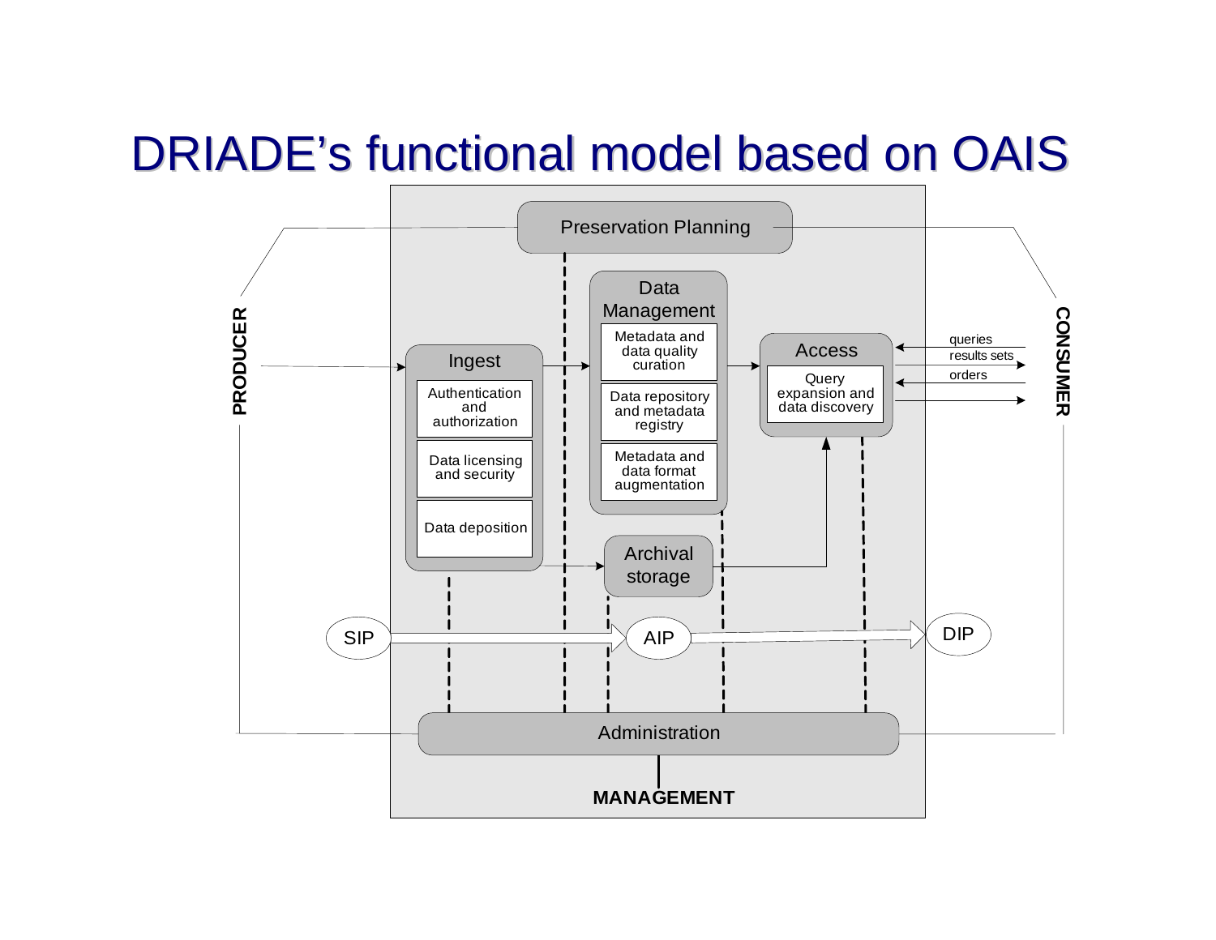# DRIADE's functional model based on OAIS

Preservation Planning

Data Management
- Metadata and data quality curation
- Data repository and metadata registry
- Metadata and data format augmentation

Ingest
- Authentication and authorization
- Data licensing and security
- Data deposition

Access
- Query expansion and data discovery

Archival storage

PRODUCER

CONSUMER

queries

results sets

orders

SIP

AIP

DIP

Administration

MANAGEMENT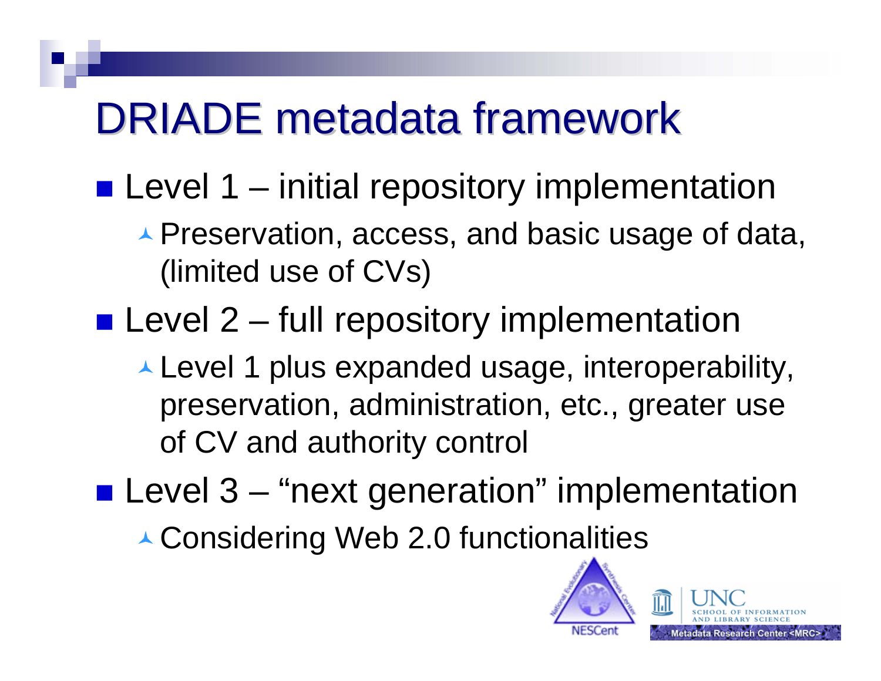# DRIADE metadata framework

- Level 1 – initial repository implementation
  - Preservation, access, and basic usage of data, (limited use of CVs)
- Level 2 – full repository implementation
  - Level 1 plus expanded usage, interoperability, preservation, administration, etc., greater use of CV and authority control
- Level 3 – "next generation" implementation
  - Considering Web 2.0 functionalities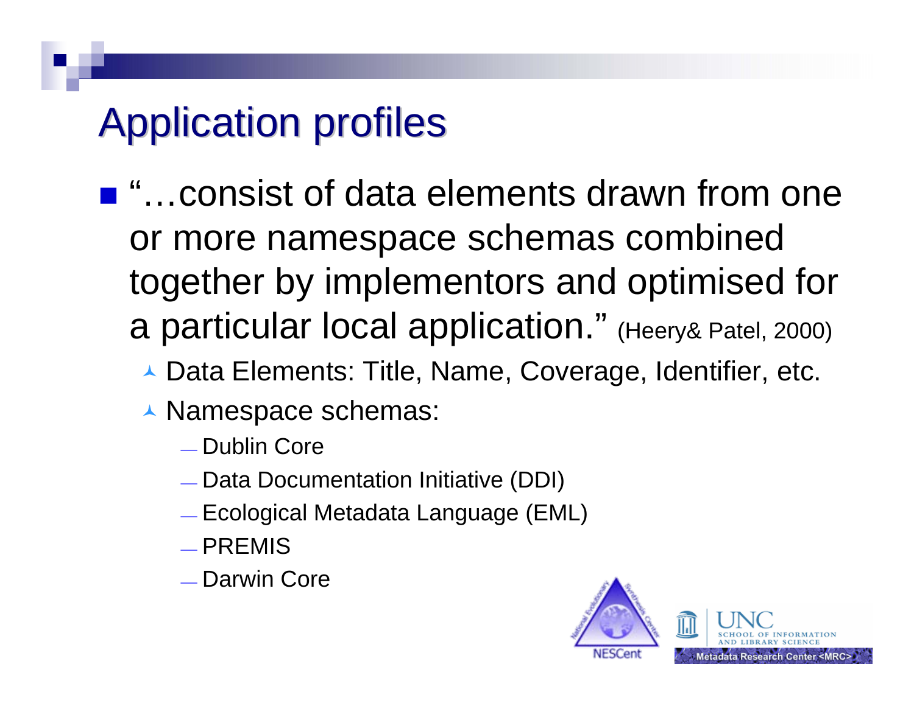# Application profiles

- "…consist of data elements drawn from one or more namespace schemas combined together by implementors and optimised for a particular local application." (Heery& Patel, 2000)
  - Data Elements: Title, Name, Coverage, Identifier, etc.
  - Namespace schemas:
    - Dublin Core
    - Data Documentation Initiative (DDI)
    - Ecological Metadata Language (EML)
    - PREMIS
    - Darwin Core

NESCent

UNC SCHOOL OF INFORMATION AND LIBRARY SCIENCE

Metadata Research Center <MRC>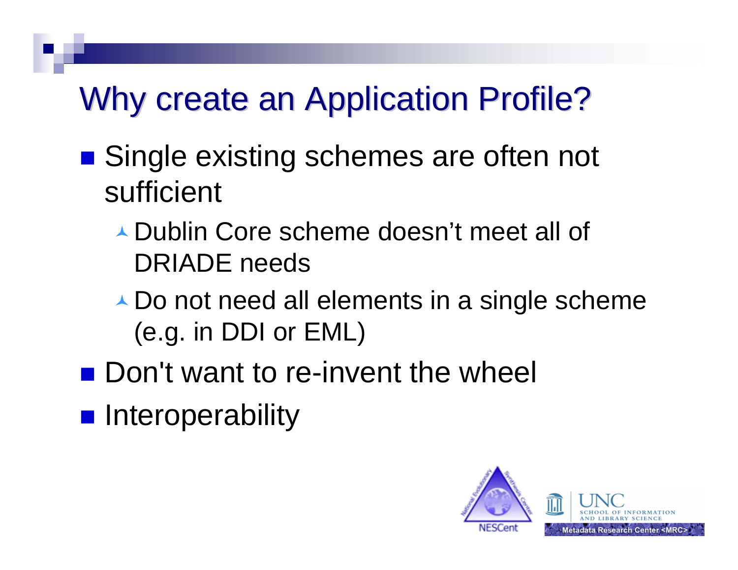# Why create an Application Profile?

- Single existing schemes are often not sufficient
  - Dublin Core scheme doesn’t meet all of DRIADE needs
  - Do not need all elements in a single scheme (e.g. in DDI or EML)
- Don't want to re-invent the wheel
- Interoperability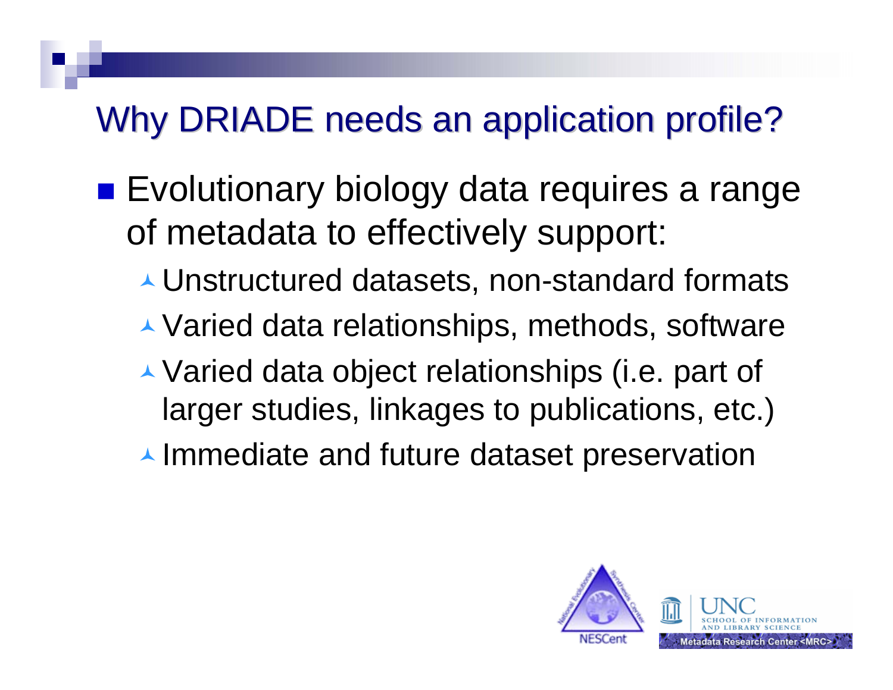# Why DRIADE needs an application profile?

- Evolutionary biology data requires a range of metadata to effectively support:
  - Unstructured datasets, non-standard formats
  - Varied data relationships, methods, software
  - Varied data object relationships (i.e. part of larger studies, linkages to publications, etc.)
  - Immediate and future dataset preservation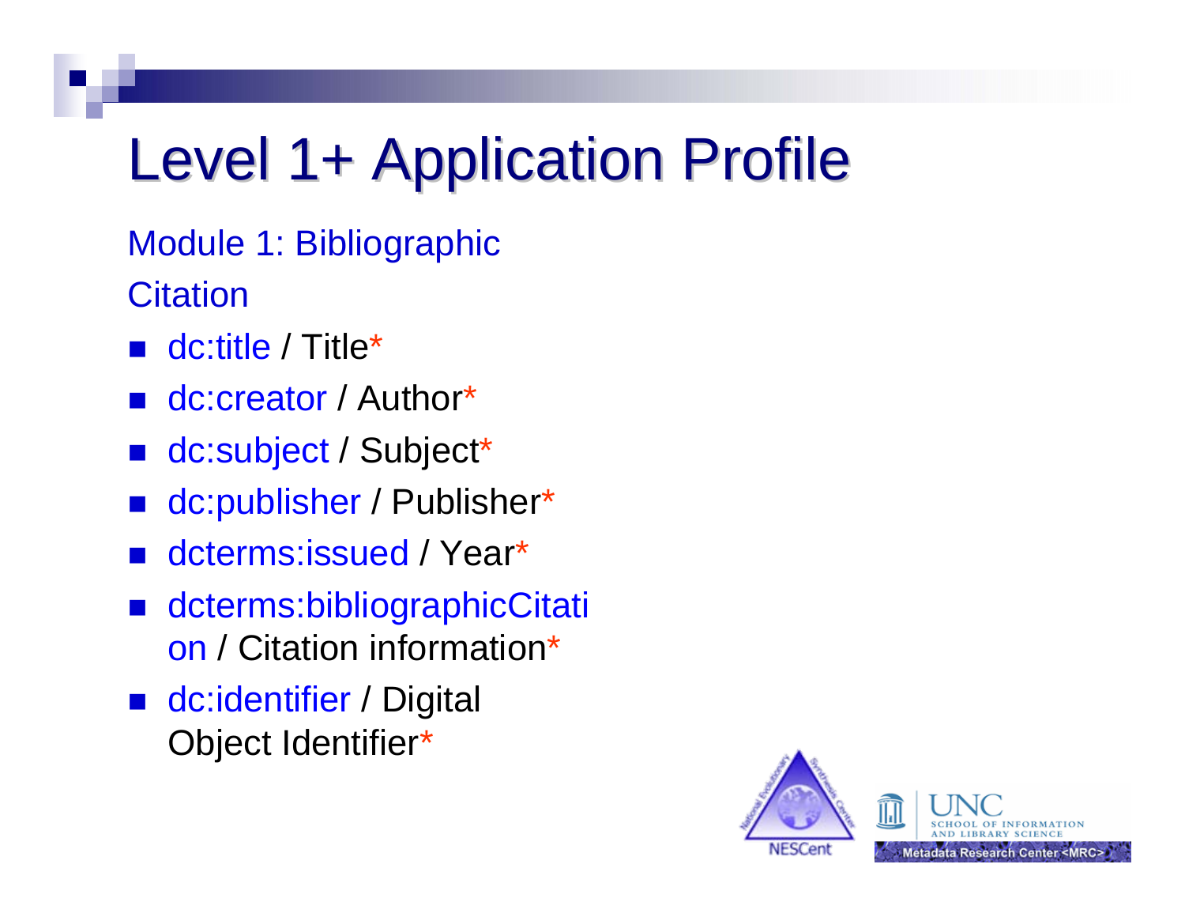# Level 1+ Application Profile

Module 1: Bibliographic Citation

- dc:title / Title*
- dc:creator / Author*
- dc:subject / Subject*
- dc:publisher / Publisher*
- dcterms:issued / Year*
- dcterms:bibliographicCitation / Citation information*
- dc:identifier / Digital Object Identifier*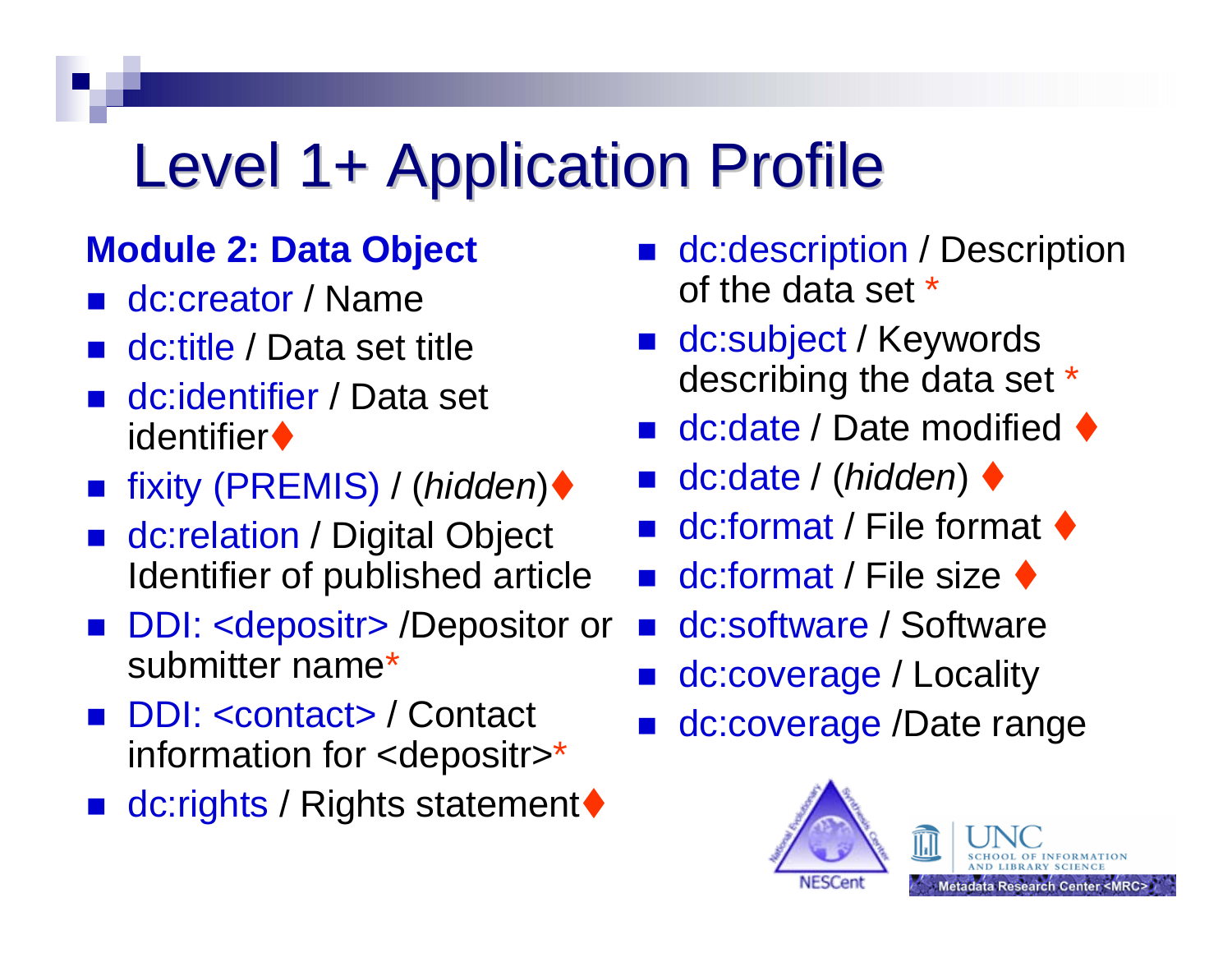# Level 1+ Application Profile

**Module 2: Data Object**

- dc:creator / Name
- dc:title / Data set title
- dc:identifier / Data set identifier♦
- fixity (PREMIS) / (*hidden*)♦
- dc:relation / Digital Object Identifier of published article
- DDI: <depositr> /Depositor or submitter name*
- DDI: <contact> / Contact information for <depositr>*
- dc:rights / Rights statement♦
- dc:description / Description of the data set *
- dc:subject / Keywords describing the data set *
- dc:date / Date modified ♦
- dc:date / (*hidden*) ♦
- dc:format / File format ♦
- dc:format / File size ♦
- dc:software / Software
- dc:coverage / Locality
- dc:coverage /Date range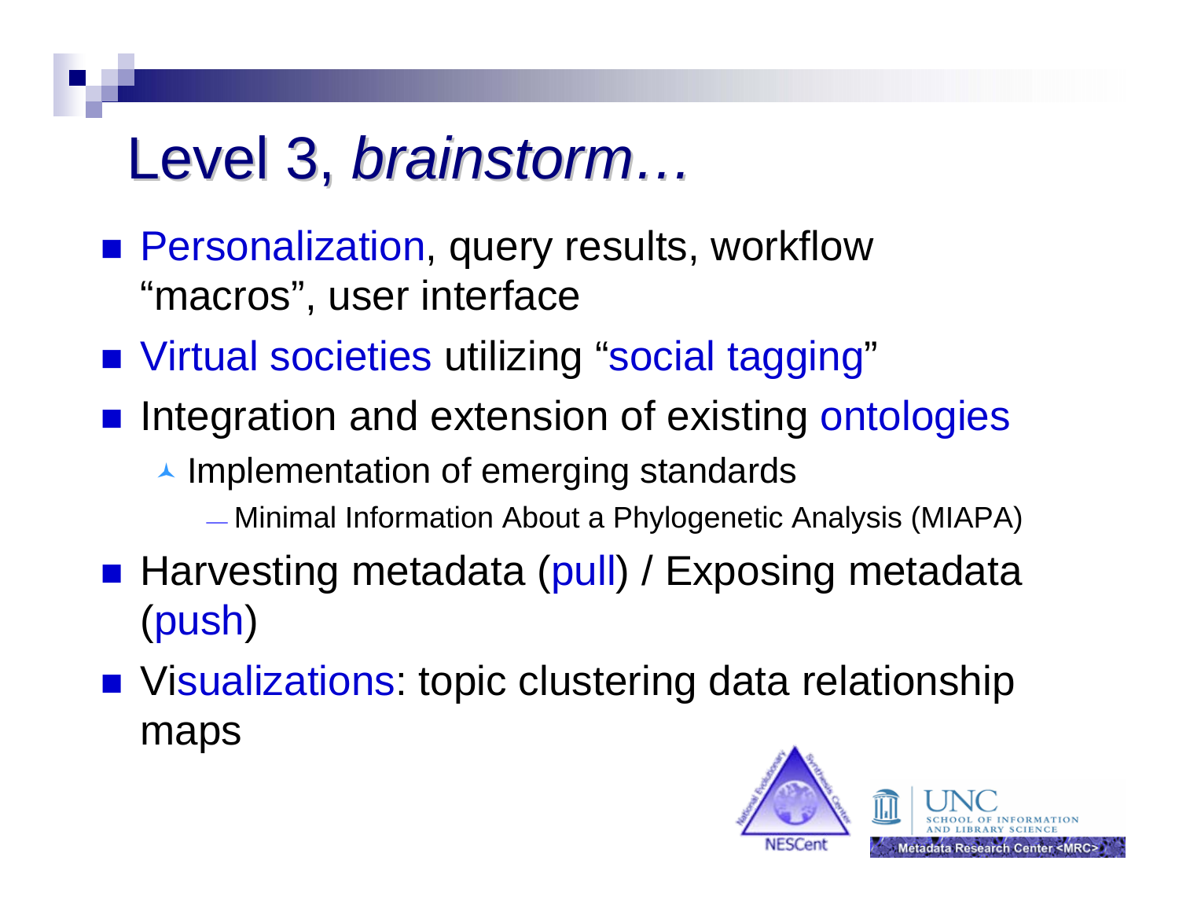# Level 3, *brainstorm…*

- Personalization, query results, workflow "macros", user interface
- Virtual societies utilizing "social tagging"
- Integration and extension of existing ontologies
  - Implementation of emerging standards
    - Minimal Information About a Phylogenetic Analysis (MIAPA)
- Harvesting metadata (pull) / Exposing metadata (push)
- Visualizations: topic clustering data relationship maps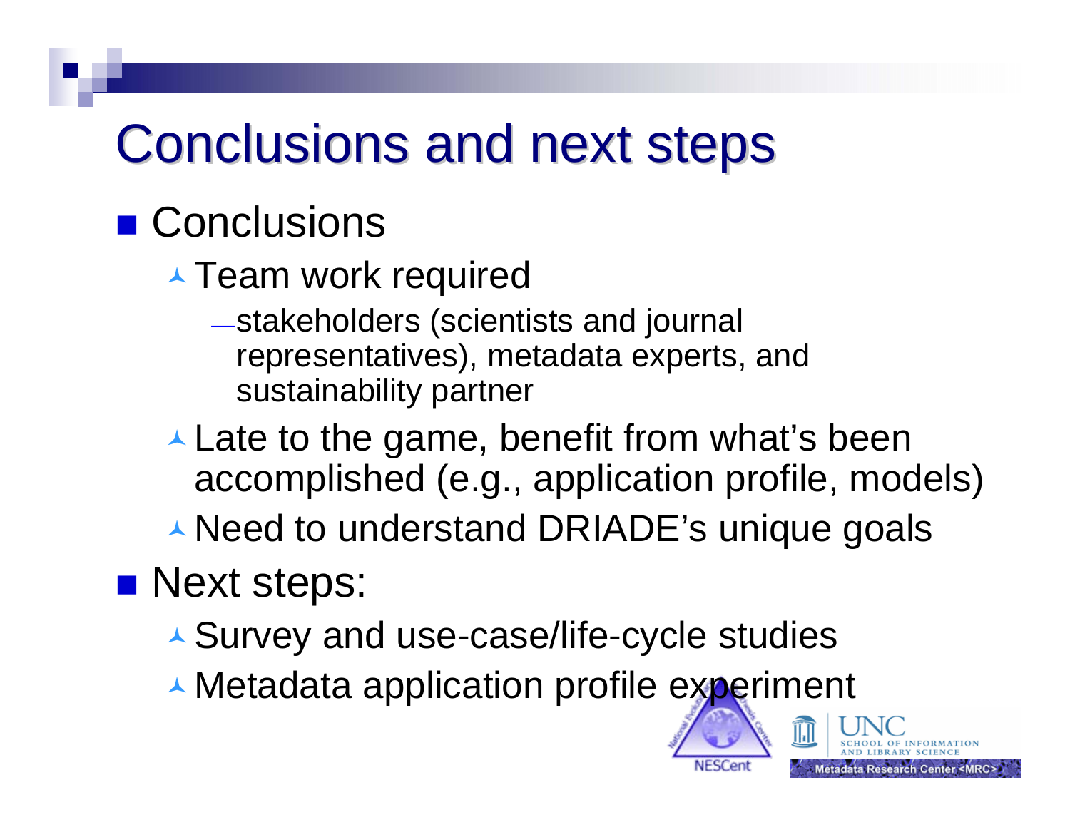# Conclusions and next steps

- Conclusions
  - Team work required
    - stakeholders (scientists and journal representatives), metadata experts, and sustainability partner
  - Late to the game, benefit from what's been accomplished (e.g., application profile, models)
  - Need to understand DRIADE's unique goals
- Next steps:
  - Survey and use-case/life-cycle studies
  - Metadata application profile experiment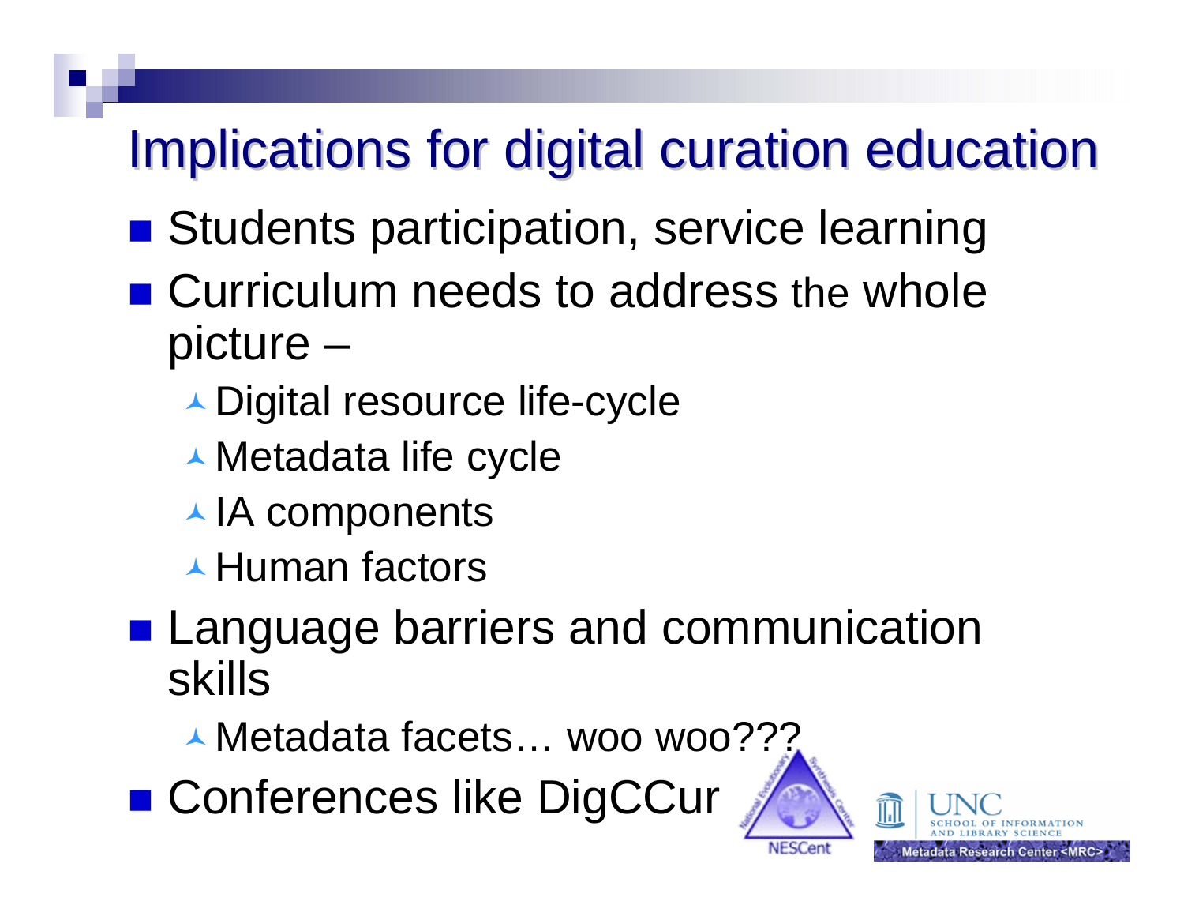# Implications for digital curation education

- Students participation, service learning
- Curriculum needs to address the whole picture –
  - Digital resource life-cycle
  - Metadata life cycle
  - IA components
  - Human factors
- Language barriers and communication skills
  - Metadata facets… woo woo???
- Conferences like DigCCur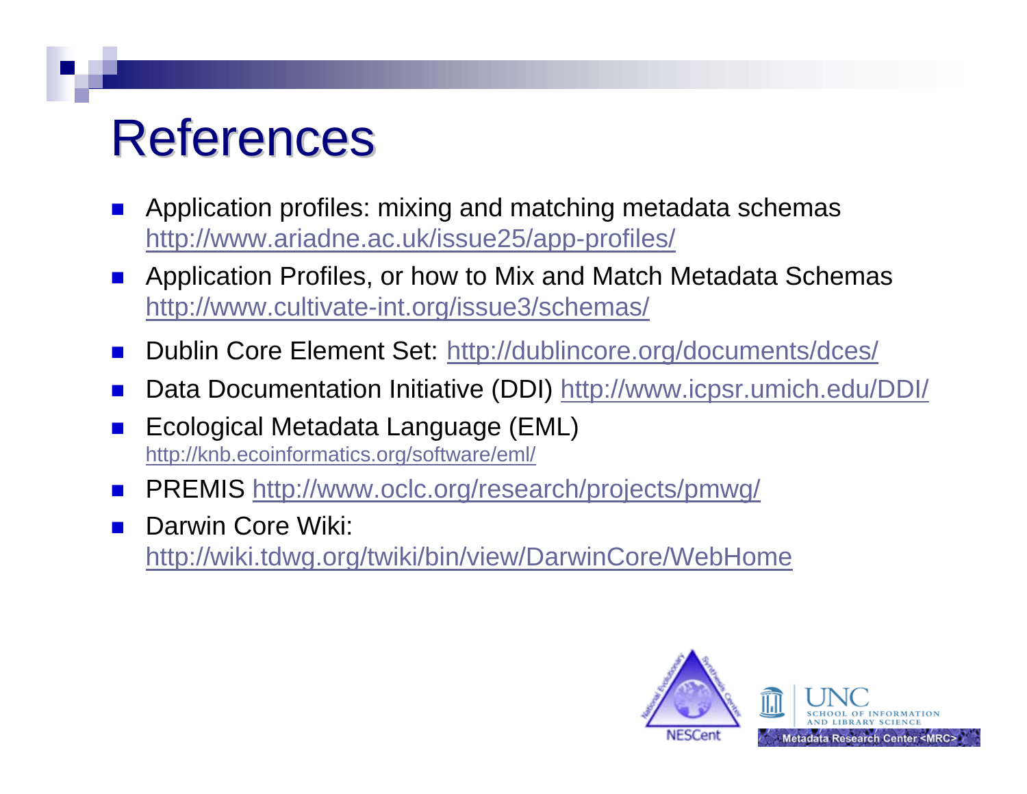# References

- Application profiles: mixing and matching metadata schemas
  http://www.ariadne.ac.uk/issue25/app-profiles/
- Application Profiles, or how to Mix and Match Metadata Schemas
  http://www.cultivate-int.org/issue3/schemas/
- Dublin Core Element Set: http://dublincore.org/documents/dces/
- Data Documentation Initiative (DDI) http://www.icpsr.umich.edu/DDI/
- Ecological Metadata Language (EML)
  http://knb.ecoinformatics.org/software/eml/
- PREMIS http://www.oclc.org/research/projects/pmwg/
- Darwin Core Wiki:
  http://wiki.tdwg.org/twiki/bin/view/DarwinCore/WebHome